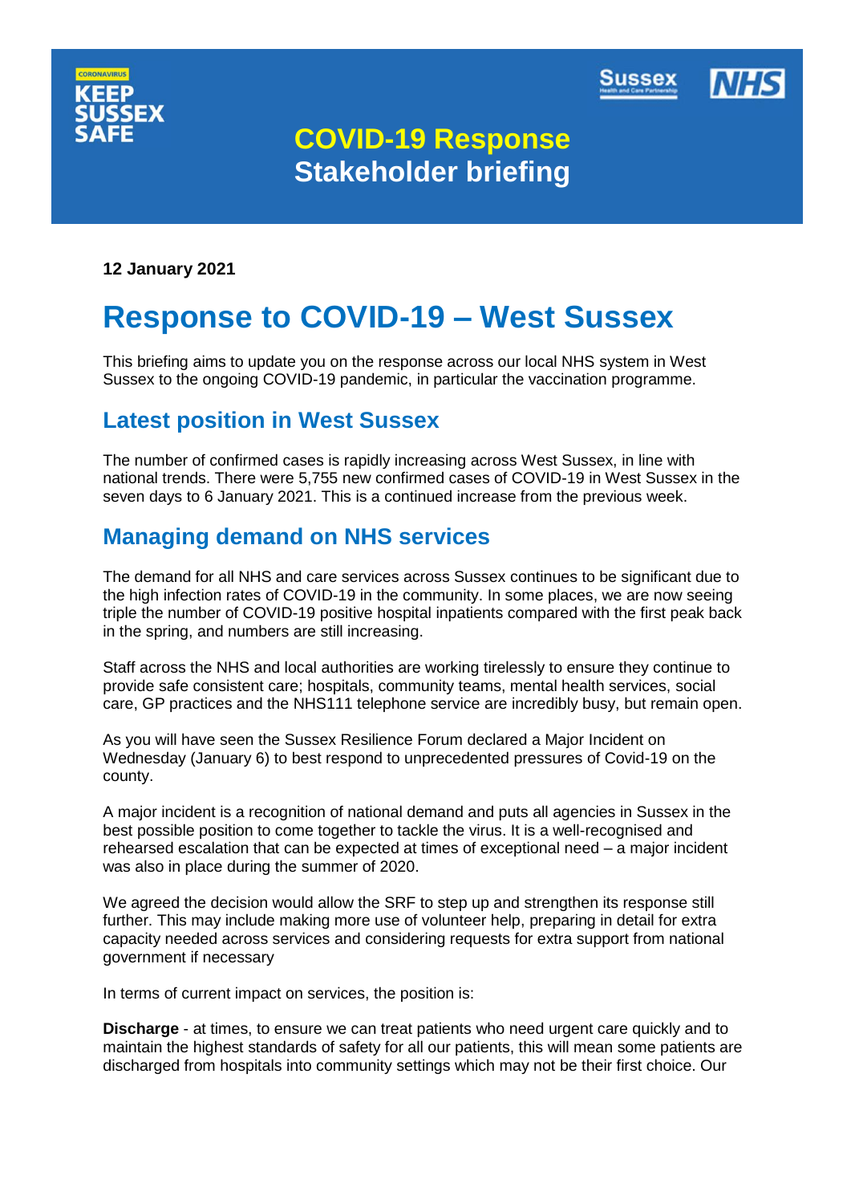CORONAVIRUS
KEEP SUSSEX SAFE

Sussex Health and Care Partnership NHS

# COVID-19 Response
# Stakeholder briefing

**12 January 2021**

# Response to COVID-19 – West Sussex

This briefing aims to update you on the response across our local NHS system in West Sussex to the ongoing COVID-19 pandemic, in particular the vaccination programme.

## Latest position in West Sussex

The number of confirmed cases is rapidly increasing across West Sussex, in line with national trends. There were 5,755 new confirmed cases of COVID-19 in West Sussex in the seven days to 6 January 2021. This is a continued increase from the previous week.

## Managing demand on NHS services

The demand for all NHS and care services across Sussex continues to be significant due to the high infection rates of COVID-19 in the community. In some places, we are now seeing triple the number of COVID-19 positive hospital inpatients compared with the first peak back in the spring, and numbers are still increasing.

Staff across the NHS and local authorities are working tirelessly to ensure they continue to provide safe consistent care; hospitals, community teams, mental health services, social care, GP practices and the NHS111 telephone service are incredibly busy, but remain open.

As you will have seen the Sussex Resilience Forum declared a Major Incident on Wednesday (January 6) to best respond to unprecedented pressures of Covid-19 on the county.

A major incident is a recognition of national demand and puts all agencies in Sussex in the best possible position to come together to tackle the virus. It is a well-recognised and rehearsed escalation that can be expected at times of exceptional need – a major incident was also in place during the summer of 2020.

We agreed the decision would allow the SRF to step up and strengthen its response still further. This may include making more use of volunteer help, preparing in detail for extra capacity needed across services and considering requests for extra support from national government if necessary

In terms of current impact on services, the position is:

**Discharge** - at times, to ensure we can treat patients who need urgent care quickly and to maintain the highest standards of safety for all our patients, this will mean some patients are discharged from hospitals into community settings which may not be their first choice. Our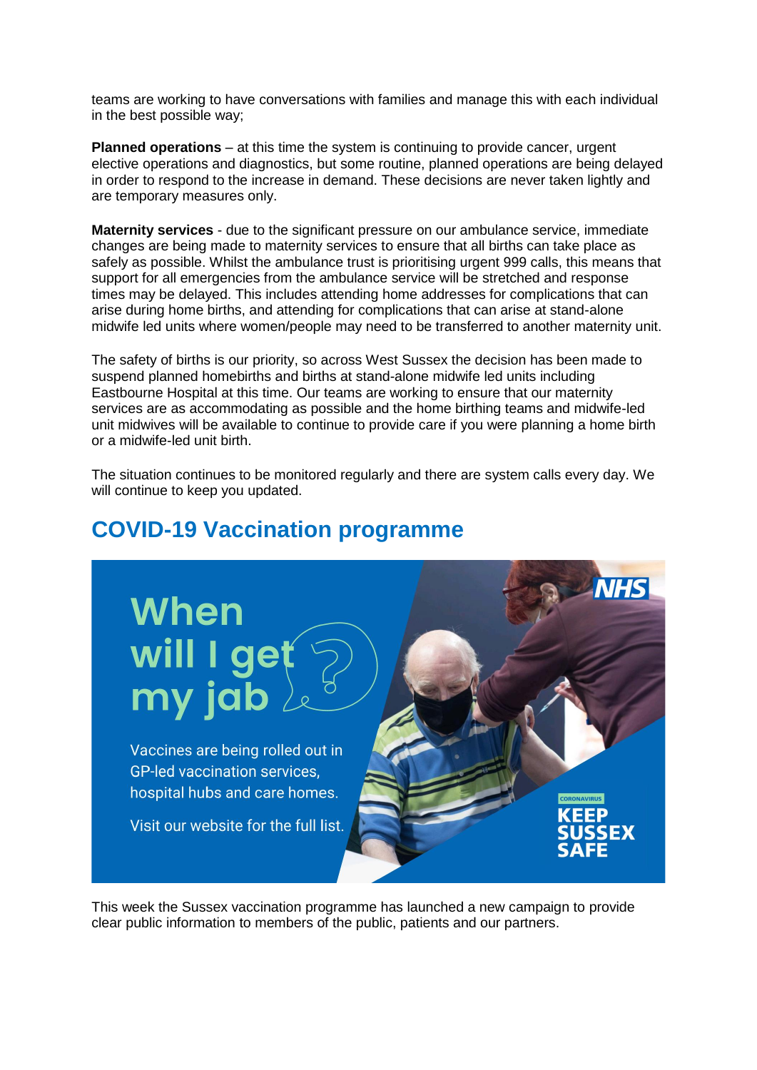teams are working to have conversations with families and manage this with each individual in the best possible way;

**Planned operations** – at this time the system is continuing to provide cancer, urgent elective operations and diagnostics, but some routine, planned operations are being delayed in order to respond to the increase in demand. These decisions are never taken lightly and are temporary measures only.

**Maternity services** - due to the significant pressure on our ambulance service, immediate changes are being made to maternity services to ensure that all births can take place as safely as possible. Whilst the ambulance trust is prioritising urgent 999 calls, this means that support for all emergencies from the ambulance service will be stretched and response times may be delayed. This includes attending home addresses for complications that can arise during home births, and attending for complications that can arise at stand-alone midwife led units where women/people may need to be transferred to another maternity unit.

The safety of births is our priority, so across West Sussex the decision has been made to suspend planned homebirths and births at stand-alone midwife led units including Eastbourne Hospital at this time. Our teams are working to ensure that our maternity services are as accommodating as possible and the home birthing teams and midwife-led unit midwives will be available to continue to provide care if you were planning a home birth or a midwife-led unit birth.

The situation continues to be monitored regularly and there are system calls every day. We will continue to keep you updated.

## COVID-19 Vaccination programme

This week the Sussex vaccination programme has launched a new campaign to provide clear public information to members of the public, patients and our partners.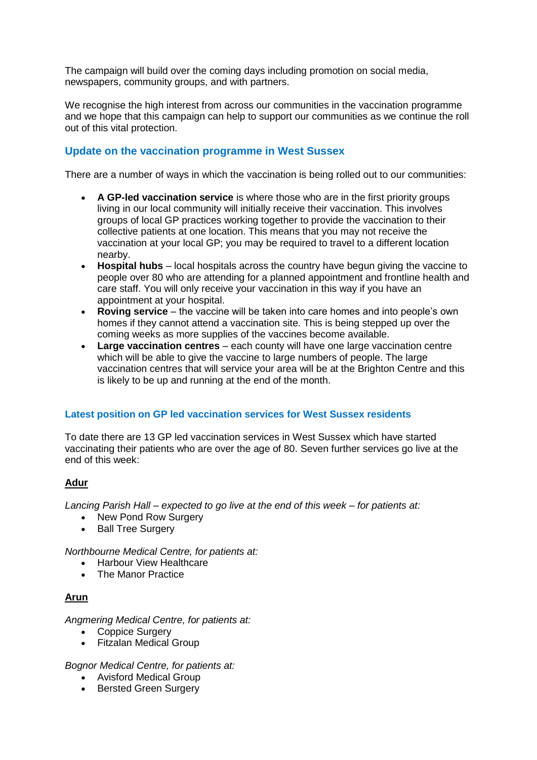The campaign will build over the coming days including promotion on social media, newspapers, community groups, and with partners.

We recognise the high interest from across our communities in the vaccination programme and we hope that this campaign can help to support our communities as we continue the roll out of this vital protection.

## Update on the vaccination programme in West Sussex

There are a number of ways in which the vaccination is being rolled out to our communities:

- **A GP-led vaccination service** is where those who are in the first priority groups living in our local community will initially receive their vaccination. This involves groups of local GP practices working together to provide the vaccination to their collective patients at one location. This means that you may not receive the vaccination at your local GP; you may be required to travel to a different location nearby.
- **Hospital hubs** – local hospitals across the country have begun giving the vaccine to people over 80 who are attending for a planned appointment and frontline health and care staff. You will only receive your vaccination in this way if you have an appointment at your hospital.
- **Roving service** – the vaccine will be taken into care homes and into people's own homes if they cannot attend a vaccination site. This is being stepped up over the coming weeks as more supplies of the vaccines become available.
- **Large vaccination centres** – each county will have one large vaccination centre which will be able to give the vaccine to large numbers of people. The large vaccination centres that will service your area will be at the Brighton Centre and this is likely to be up and running at the end of the month.

### Latest position on GP led vaccination services for West Sussex residents

To date there are 13 GP led vaccination services in West Sussex which have started vaccinating their patients who are over the age of 80. Seven further services go live at the end of this week:

**Adur**

*Lancing Parish Hall – expected to go live at the end of this week – for patients at:*

- New Pond Row Surgery
- Ball Tree Surgery

*Northbourne Medical Centre, for patients at:*

- Harbour View Healthcare
- The Manor Practice

**Arun**

*Angmering Medical Centre, for patients at:*

- Coppice Surgery
- Fitzalan Medical Group

*Bognor Medical Centre, for patients at:*

- Avisford Medical Group
- Bersted Green Surgery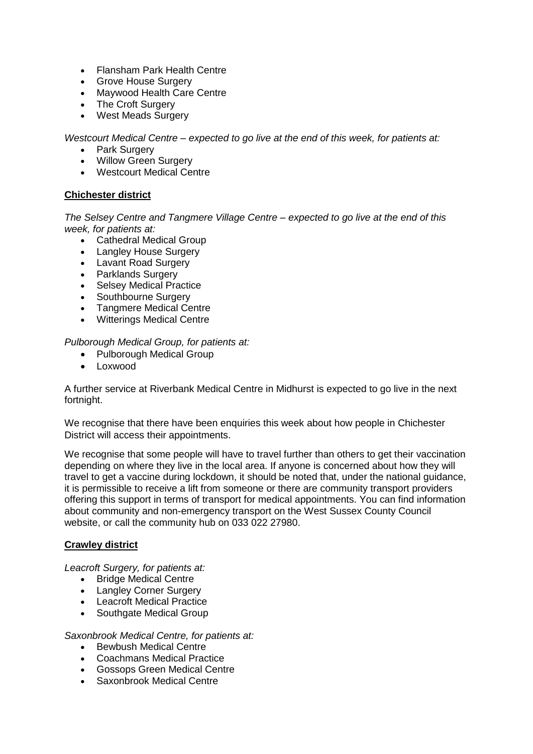- Flansham Park Health Centre
- Grove House Surgery
- Maywood Health Care Centre
- The Croft Surgery
- West Meads Surgery

*Westcourt Medical Centre – expected to go live at the end of this week, for patients at:*

- Park Surgery
- Willow Green Surgery
- Westcourt Medical Centre

## Chichester district

*The Selsey Centre and Tangmere Village Centre – expected to go live at the end of this week, for patients at:*

- Cathedral Medical Group
- Langley House Surgery
- Lavant Road Surgery
- Parklands Surgery
- Selsey Medical Practice
- Southbourne Surgery
- Tangmere Medical Centre
- Witterings Medical Centre

*Pulborough Medical Group, for patients at:*

- Pulborough Medical Group
- Loxwood

A further service at Riverbank Medical Centre in Midhurst is expected to go live in the next fortnight.

We recognise that there have been enquiries this week about how people in Chichester District will access their appointments.

We recognise that some people will have to travel further than others to get their vaccination depending on where they live in the local area. If anyone is concerned about how they will travel to get a vaccine during lockdown, it should be noted that, under the national guidance, it is permissible to receive a lift from someone or there are community transport providers offering this support in terms of transport for medical appointments. You can find information about community and non-emergency transport on the West Sussex County Council website, or call the community hub on 033 022 27980.

## Crawley district

*Leacroft Surgery, for patients at:*

- Bridge Medical Centre
- Langley Corner Surgery
- Leacroft Medical Practice
- Southgate Medical Group

*Saxonbrook Medical Centre, for patients at:*

- Bewbush Medical Centre
- Coachmans Medical Practice
- Gossops Green Medical Centre
- Saxonbrook Medical Centre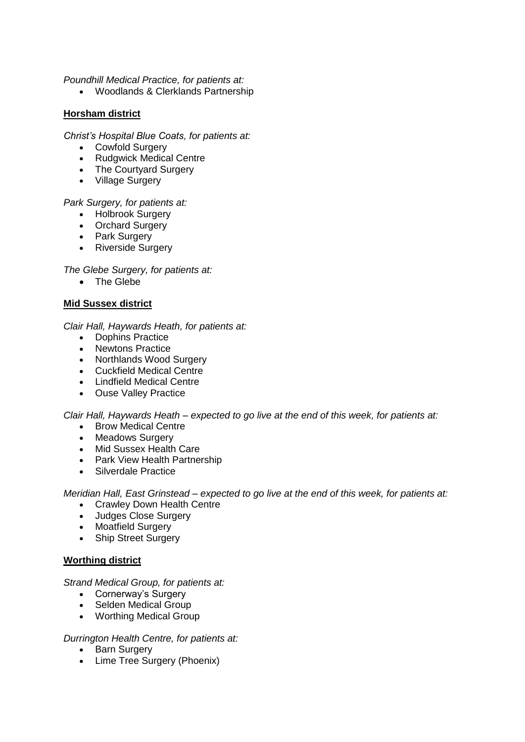*Poundhill Medical Practice, for patients at:*

- Woodlands & Clerklands Partnership

**Horsham district**

*Christ's Hospital Blue Coats, for patients at:*

- Cowfold Surgery
- Rudgwick Medical Centre
- The Courtyard Surgery
- Village Surgery

*Park Surgery, for patients at:*

- Holbrook Surgery
- Orchard Surgery
- Park Surgery
- Riverside Surgery

*The Glebe Surgery, for patients at:*

- The Glebe

**Mid Sussex district**

*Clair Hall, Haywards Heath, for patients at:*

- Dophins Practice
- Newtons Practice
- Northlands Wood Surgery
- Cuckfield Medical Centre
- Lindfield Medical Centre
- Ouse Valley Practice

*Clair Hall, Haywards Heath – expected to go live at the end of this week, for patients at:*

- Brow Medical Centre
- Meadows Surgery
- Mid Sussex Health Care
- Park View Health Partnership
- Silverdale Practice

*Meridian Hall, East Grinstead – expected to go live at the end of this week, for patients at:*

- Crawley Down Health Centre
- Judges Close Surgery
- Moatfield Surgery
- Ship Street Surgery

**Worthing district**

*Strand Medical Group, for patients at:*

- Cornerway's Surgery
- Selden Medical Group
- Worthing Medical Group

*Durrington Health Centre, for patients at:*

- Barn Surgery
- Lime Tree Surgery (Phoenix)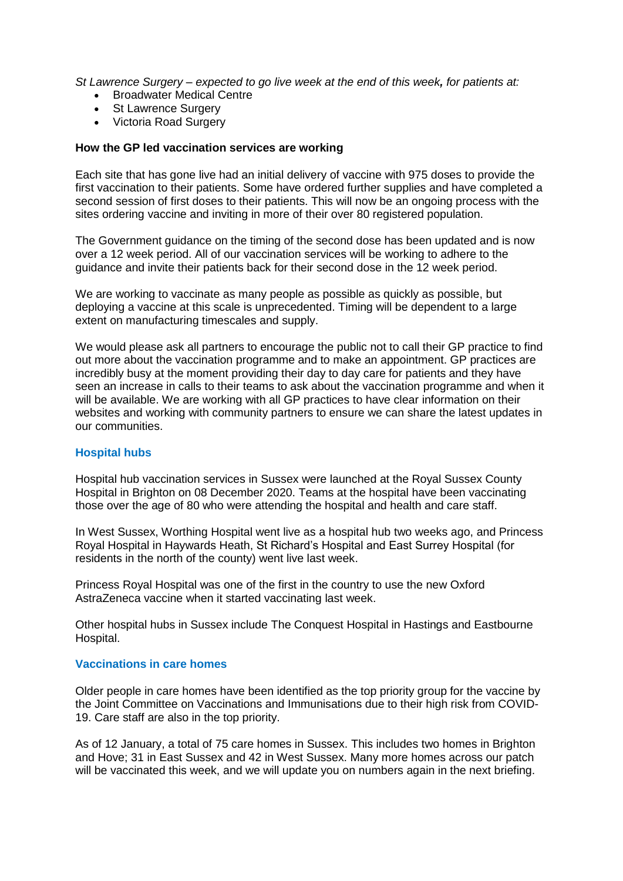*St Lawrence Surgery – expected to go live week at the end of this week, for patients at:*

- Broadwater Medical Centre
- St Lawrence Surgery
- Victoria Road Surgery

**How the GP led vaccination services are working**

Each site that has gone live had an initial delivery of vaccine with 975 doses to provide the first vaccination to their patients. Some have ordered further supplies and have completed a second session of first doses to their patients. This will now be an ongoing process with the sites ordering vaccine and inviting in more of their over 80 registered population.

The Government guidance on the timing of the second dose has been updated and is now over a 12 week period. All of our vaccination services will be working to adhere to the guidance and invite their patients back for their second dose in the 12 week period.

We are working to vaccinate as many people as possible as quickly as possible, but deploying a vaccine at this scale is unprecedented. Timing will be dependent to a large extent on manufacturing timescales and supply.

We would please ask all partners to encourage the public not to call their GP practice to find out more about the vaccination programme and to make an appointment. GP practices are incredibly busy at the moment providing their day to day care for patients and they have seen an increase in calls to their teams to ask about the vaccination programme and when it will be available. We are working with all GP practices to have clear information on their websites and working with community partners to ensure we can share the latest updates in our communities.

### Hospital hubs

Hospital hub vaccination services in Sussex were launched at the Royal Sussex County Hospital in Brighton on 08 December 2020. Teams at the hospital have been vaccinating those over the age of 80 who were attending the hospital and health and care staff.

In West Sussex, Worthing Hospital went live as a hospital hub two weeks ago, and Princess Royal Hospital in Haywards Heath, St Richard's Hospital and East Surrey Hospital (for residents in the north of the county) went live last week.

Princess Royal Hospital was one of the first in the country to use the new Oxford AstraZeneca vaccine when it started vaccinating last week.

Other hospital hubs in Sussex include The Conquest Hospital in Hastings and Eastbourne Hospital.

### Vaccinations in care homes

Older people in care homes have been identified as the top priority group for the vaccine by the Joint Committee on Vaccinations and Immunisations due to their high risk from COVID-19. Care staff are also in the top priority.

As of 12 January, a total of 75 care homes in Sussex. This includes two homes in Brighton and Hove; 31 in East Sussex and 42 in West Sussex. Many more homes across our patch will be vaccinated this week, and we will update you on numbers again in the next briefing.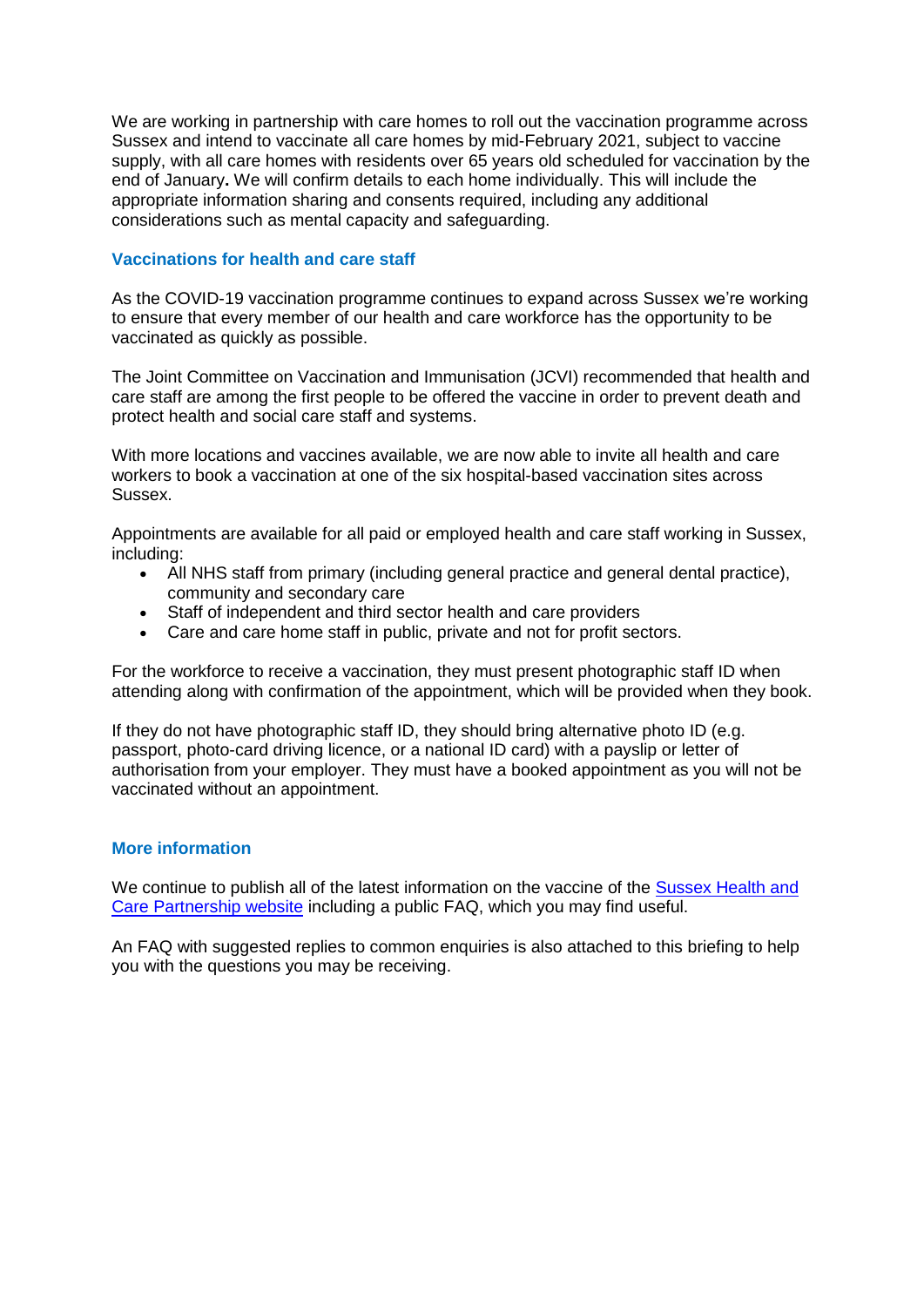We are working in partnership with care homes to roll out the vaccination programme across Sussex and intend to vaccinate all care homes by mid-February 2021, subject to vaccine supply, with all care homes with residents over 65 years old scheduled for vaccination by the end of January**.** We will confirm details to each home individually. This will include the appropriate information sharing and consents required, including any additional considerations such as mental capacity and safeguarding.

## Vaccinations for health and care staff

As the COVID-19 vaccination programme continues to expand across Sussex we're working to ensure that every member of our health and care workforce has the opportunity to be vaccinated as quickly as possible.

The Joint Committee on Vaccination and Immunisation (JCVI) recommended that health and care staff are among the first people to be offered the vaccine in order to prevent death and protect health and social care staff and systems.

With more locations and vaccines available, we are now able to invite all health and care workers to book a vaccination at one of the six hospital-based vaccination sites across Sussex.

Appointments are available for all paid or employed health and care staff working in Sussex, including:

- All NHS staff from primary (including general practice and general dental practice), community and secondary care
- Staff of independent and third sector health and care providers
- Care and care home staff in public, private and not for profit sectors.

For the workforce to receive a vaccination, they must present photographic staff ID when attending along with confirmation of the appointment, which will be provided when they book.

If they do not have photographic staff ID, they should bring alternative photo ID (e.g. passport, photo-card driving licence, or a national ID card) with a payslip or letter of authorisation from your employer. They must have a booked appointment as you will not be vaccinated without an appointment.

## More information

We continue to publish all of the latest information on the vaccine of the Sussex Health and Care Partnership website including a public FAQ, which you may find useful.

An FAQ with suggested replies to common enquiries is also attached to this briefing to help you with the questions you may be receiving.